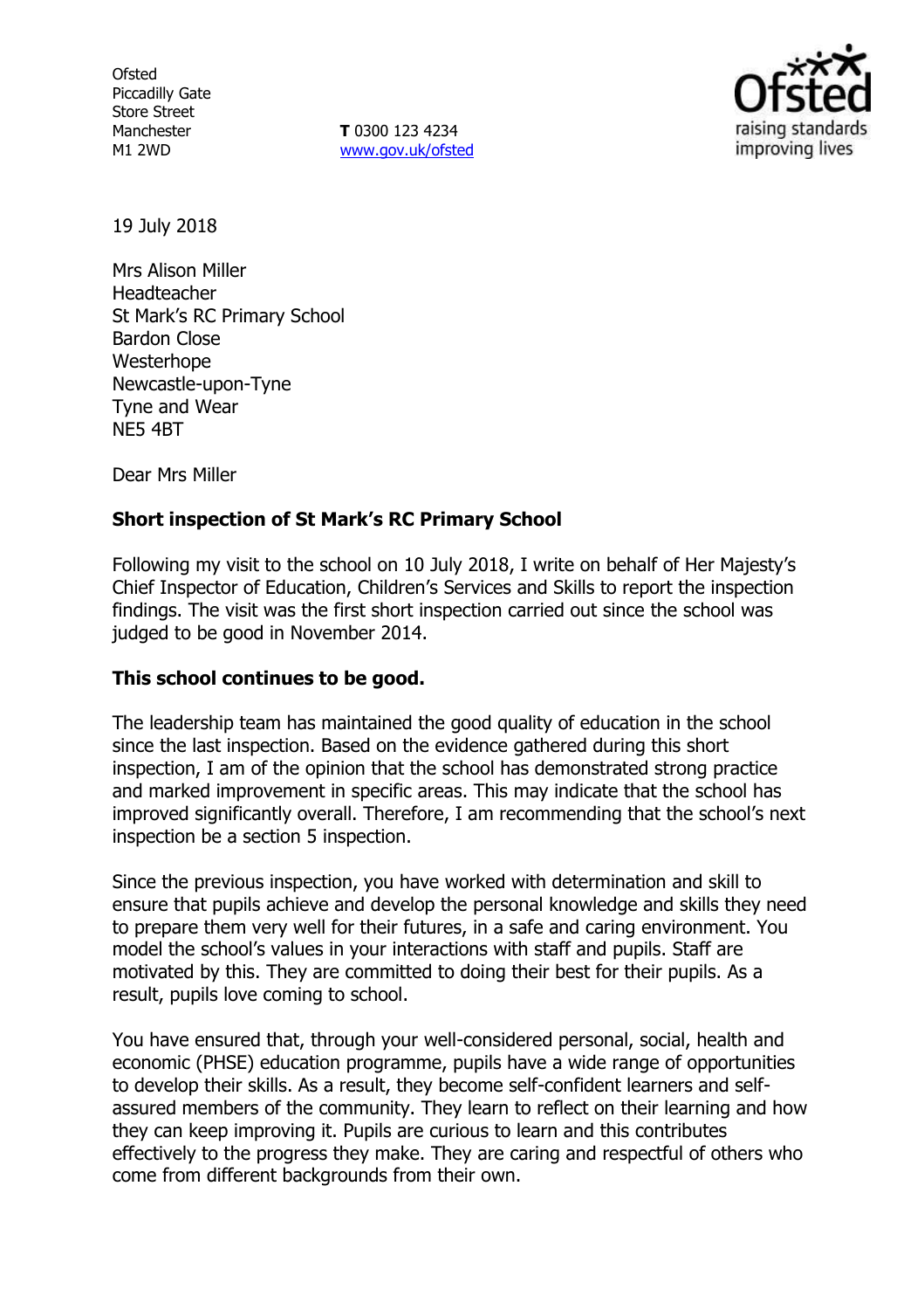Ofsted
Piccadilly Gate
Store Street
Manchester
M1 2WD

**T** 0300 123 4234
www.gov.uk/ofsted

19 July 2018

Mrs Alison Miller
Headteacher
St Mark's RC Primary School
Bardon Close
Westerhope
Newcastle-upon-Tyne
Tyne and Wear
NE5 4BT

Dear Mrs Miller

**Short inspection of St Mark's RC Primary School**

Following my visit to the school on 10 July 2018, I write on behalf of Her Majesty's Chief Inspector of Education, Children's Services and Skills to report the inspection findings. The visit was the first short inspection carried out since the school was judged to be good in November 2014.

**This school continues to be good.**

The leadership team has maintained the good quality of education in the school since the last inspection. Based on the evidence gathered during this short inspection, I am of the opinion that the school has demonstrated strong practice and marked improvement in specific areas. This may indicate that the school has improved significantly overall. Therefore, I am recommending that the school's next inspection be a section 5 inspection.

Since the previous inspection, you have worked with determination and skill to ensure that pupils achieve and develop the personal knowledge and skills they need to prepare them very well for their futures, in a safe and caring environment. You model the school's values in your interactions with staff and pupils. Staff are motivated by this. They are committed to doing their best for their pupils. As a result, pupils love coming to school.

You have ensured that, through your well-considered personal, social, health and economic (PHSE) education programme, pupils have a wide range of opportunities to develop their skills. As a result, they become self-confident learners and self-assured members of the community. They learn to reflect on their learning and how they can keep improving it. Pupils are curious to learn and this contributes effectively to the progress they make. They are caring and respectful of others who come from different backgrounds from their own.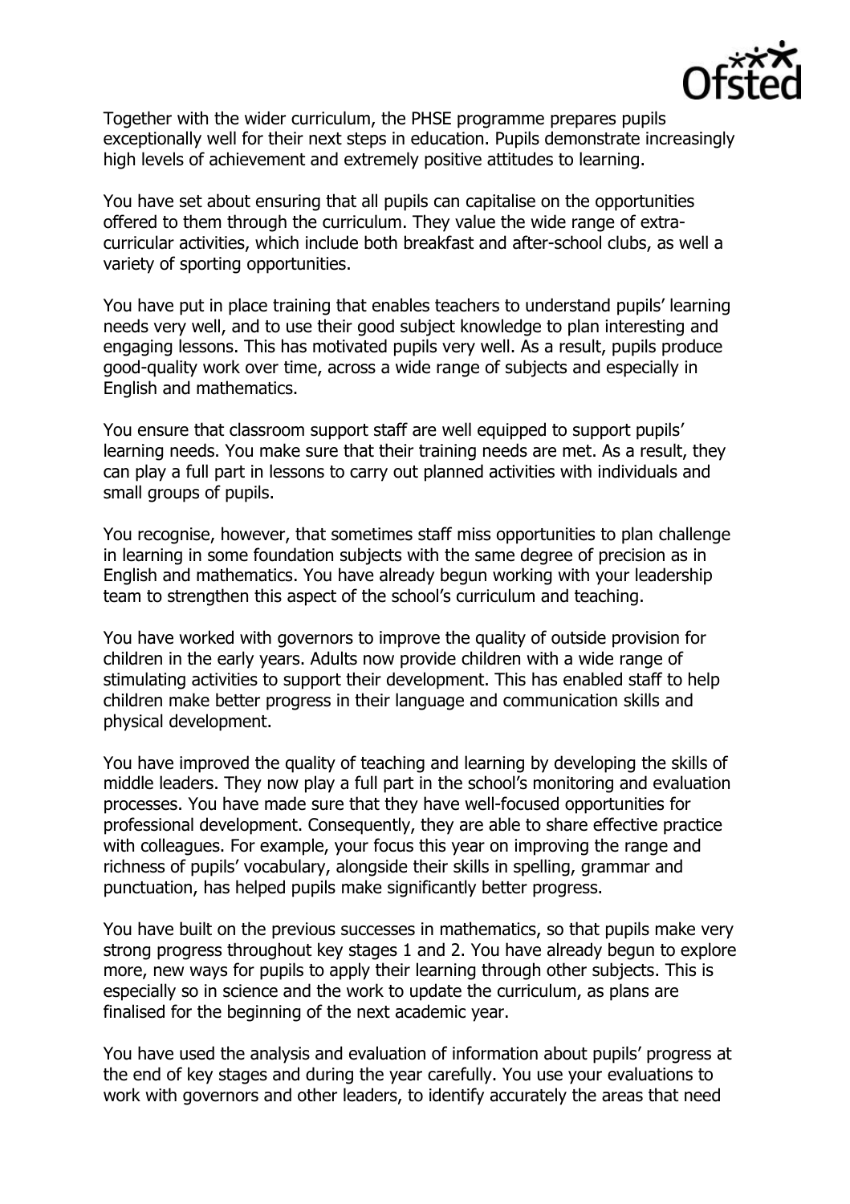Together with the wider curriculum, the PHSE programme prepares pupils exceptionally well for their next steps in education. Pupils demonstrate increasingly high levels of achievement and extremely positive attitudes to learning.

You have set about ensuring that all pupils can capitalise on the opportunities offered to them through the curriculum. They value the wide range of extra-curricular activities, which include both breakfast and after-school clubs, as well a variety of sporting opportunities.

You have put in place training that enables teachers to understand pupils' learning needs very well, and to use their good subject knowledge to plan interesting and engaging lessons. This has motivated pupils very well. As a result, pupils produce good-quality work over time, across a wide range of subjects and especially in English and mathematics.

You ensure that classroom support staff are well equipped to support pupils' learning needs. You make sure that their training needs are met. As a result, they can play a full part in lessons to carry out planned activities with individuals and small groups of pupils.

You recognise, however, that sometimes staff miss opportunities to plan challenge in learning in some foundation subjects with the same degree of precision as in English and mathematics. You have already begun working with your leadership team to strengthen this aspect of the school's curriculum and teaching.

You have worked with governors to improve the quality of outside provision for children in the early years. Adults now provide children with a wide range of stimulating activities to support their development. This has enabled staff to help children make better progress in their language and communication skills and physical development.

You have improved the quality of teaching and learning by developing the skills of middle leaders. They now play a full part in the school's monitoring and evaluation processes. You have made sure that they have well-focused opportunities for professional development. Consequently, they are able to share effective practice with colleagues. For example, your focus this year on improving the range and richness of pupils' vocabulary, alongside their skills in spelling, grammar and punctuation, has helped pupils make significantly better progress.

You have built on the previous successes in mathematics, so that pupils make very strong progress throughout key stages 1 and 2. You have already begun to explore more, new ways for pupils to apply their learning through other subjects. This is especially so in science and the work to update the curriculum, as plans are finalised for the beginning of the next academic year.

You have used the analysis and evaluation of information about pupils' progress at the end of key stages and during the year carefully. You use your evaluations to work with governors and other leaders, to identify accurately the areas that need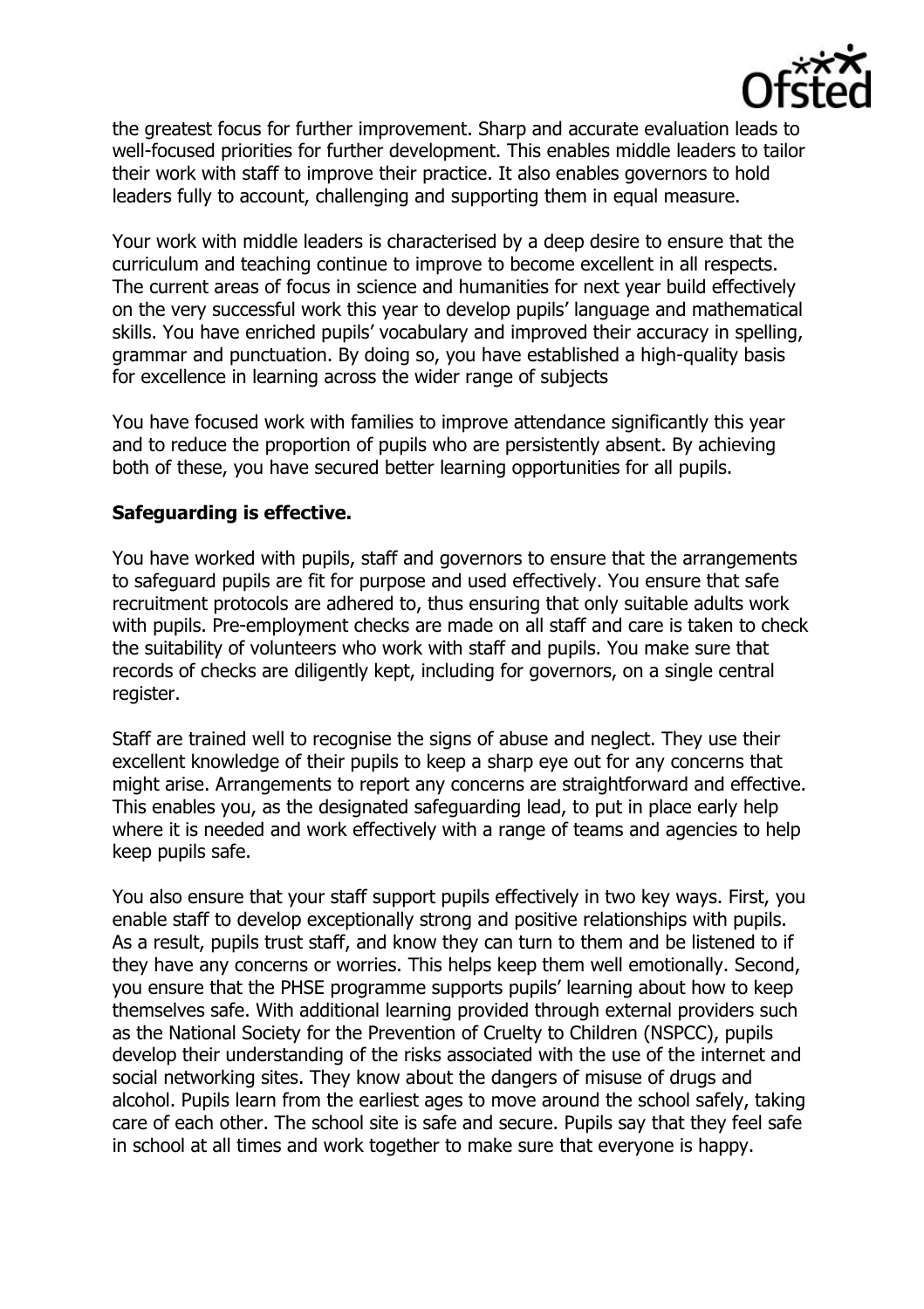the greatest focus for further improvement. Sharp and accurate evaluation leads to well-focused priorities for further development. This enables middle leaders to tailor their work with staff to improve their practice. It also enables governors to hold leaders fully to account, challenging and supporting them in equal measure.

Your work with middle leaders is characterised by a deep desire to ensure that the curriculum and teaching continue to improve to become excellent in all respects. The current areas of focus in science and humanities for next year build effectively on the very successful work this year to develop pupils' language and mathematical skills. You have enriched pupils' vocabulary and improved their accuracy in spelling, grammar and punctuation. By doing so, you have established a high-quality basis for excellence in learning across the wider range of subjects

You have focused work with families to improve attendance significantly this year and to reduce the proportion of pupils who are persistently absent. By achieving both of these, you have secured better learning opportunities for all pupils.

**Safeguarding is effective.**

You have worked with pupils, staff and governors to ensure that the arrangements to safeguard pupils are fit for purpose and used effectively. You ensure that safe recruitment protocols are adhered to, thus ensuring that only suitable adults work with pupils. Pre-employment checks are made on all staff and care is taken to check the suitability of volunteers who work with staff and pupils. You make sure that records of checks are diligently kept, including for governors, on a single central register.

Staff are trained well to recognise the signs of abuse and neglect. They use their excellent knowledge of their pupils to keep a sharp eye out for any concerns that might arise. Arrangements to report any concerns are straightforward and effective. This enables you, as the designated safeguarding lead, to put in place early help where it is needed and work effectively with a range of teams and agencies to help keep pupils safe.

You also ensure that your staff support pupils effectively in two key ways. First, you enable staff to develop exceptionally strong and positive relationships with pupils. As a result, pupils trust staff, and know they can turn to them and be listened to if they have any concerns or worries. This helps keep them well emotionally. Second, you ensure that the PHSE programme supports pupils' learning about how to keep themselves safe. With additional learning provided through external providers such as the National Society for the Prevention of Cruelty to Children (NSPCC), pupils develop their understanding of the risks associated with the use of the internet and social networking sites. They know about the dangers of misuse of drugs and alcohol. Pupils learn from the earliest ages to move around the school safely, taking care of each other. The school site is safe and secure. Pupils say that they feel safe in school at all times and work together to make sure that everyone is happy.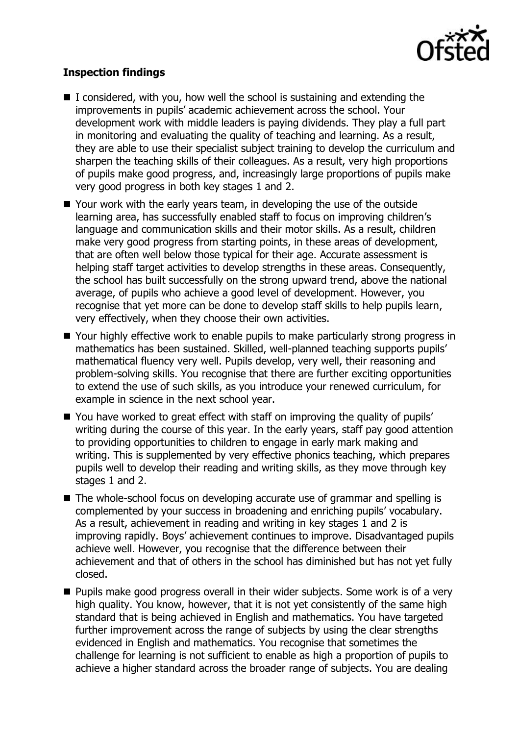**Inspection findings**

- I considered, with you, how well the school is sustaining and extending the improvements in pupils' academic achievement across the school. Your development work with middle leaders is paying dividends. They play a full part in monitoring and evaluating the quality of teaching and learning. As a result, they are able to use their specialist subject training to develop the curriculum and sharpen the teaching skills of their colleagues. As a result, very high proportions of pupils make good progress, and, increasingly large proportions of pupils make very good progress in both key stages 1 and 2.
- Your work with the early years team, in developing the use of the outside learning area, has successfully enabled staff to focus on improving children's language and communication skills and their motor skills. As a result, children make very good progress from starting points, in these areas of development, that are often well below those typical for their age. Accurate assessment is helping staff target activities to develop strengths in these areas. Consequently, the school has built successfully on the strong upward trend, above the national average, of pupils who achieve a good level of development. However, you recognise that yet more can be done to develop staff skills to help pupils learn, very effectively, when they choose their own activities.
- Your highly effective work to enable pupils to make particularly strong progress in mathematics has been sustained. Skilled, well-planned teaching supports pupils' mathematical fluency very well. Pupils develop, very well, their reasoning and problem-solving skills. You recognise that there are further exciting opportunities to extend the use of such skills, as you introduce your renewed curriculum, for example in science in the next school year.
- You have worked to great effect with staff on improving the quality of pupils' writing during the course of this year. In the early years, staff pay good attention to providing opportunities to children to engage in early mark making and writing. This is supplemented by very effective phonics teaching, which prepares pupils well to develop their reading and writing skills, as they move through key stages 1 and 2.
- The whole-school focus on developing accurate use of grammar and spelling is complemented by your success in broadening and enriching pupils' vocabulary. As a result, achievement in reading and writing in key stages 1 and 2 is improving rapidly. Boys' achievement continues to improve. Disadvantaged pupils achieve well. However, you recognise that the difference between their achievement and that of others in the school has diminished but has not yet fully closed.
- Pupils make good progress overall in their wider subjects. Some work is of a very high quality. You know, however, that it is not yet consistently of the same high standard that is being achieved in English and mathematics. You have targeted further improvement across the range of subjects by using the clear strengths evidenced in English and mathematics. You recognise that sometimes the challenge for learning is not sufficient to enable as high a proportion of pupils to achieve a higher standard across the broader range of subjects. You are dealing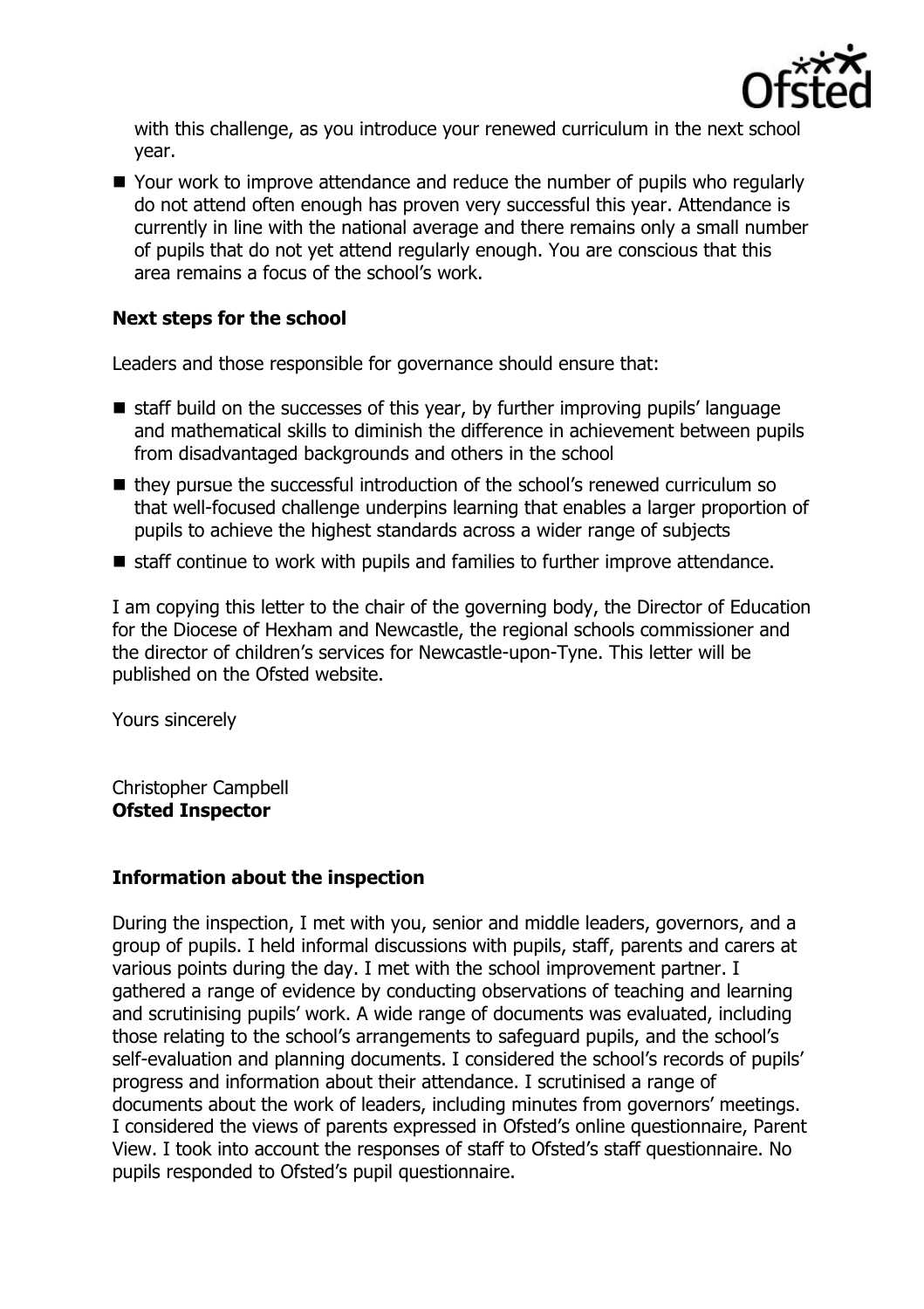with this challenge, as you introduce your renewed curriculum in the next school year.

- Your work to improve attendance and reduce the number of pupils who regularly do not attend often enough has proven very successful this year. Attendance is currently in line with the national average and there remains only a small number of pupils that do not yet attend regularly enough. You are conscious that this area remains a focus of the school's work.

### Next steps for the school

Leaders and those responsible for governance should ensure that:

- staff build on the successes of this year, by further improving pupils' language and mathematical skills to diminish the difference in achievement between pupils from disadvantaged backgrounds and others in the school
- they pursue the successful introduction of the school's renewed curriculum so that well-focused challenge underpins learning that enables a larger proportion of pupils to achieve the highest standards across a wider range of subjects
- staff continue to work with pupils and families to further improve attendance.

I am copying this letter to the chair of the governing body, the Director of Education for the Diocese of Hexham and Newcastle, the regional schools commissioner and the director of children's services for Newcastle-upon-Tyne. This letter will be published on the Ofsted website.

Yours sincerely

Christopher Campbell
**Ofsted Inspector**

### Information about the inspection

During the inspection, I met with you, senior and middle leaders, governors, and a group of pupils. I held informal discussions with pupils, staff, parents and carers at various points during the day. I met with the school improvement partner. I gathered a range of evidence by conducting observations of teaching and learning and scrutinising pupils' work. A wide range of documents was evaluated, including those relating to the school's arrangements to safeguard pupils, and the school's self-evaluation and planning documents. I considered the school's records of pupils' progress and information about their attendance. I scrutinised a range of documents about the work of leaders, including minutes from governors' meetings. I considered the views of parents expressed in Ofsted's online questionnaire, Parent View. I took into account the responses of staff to Ofsted's staff questionnaire. No pupils responded to Ofsted's pupil questionnaire.